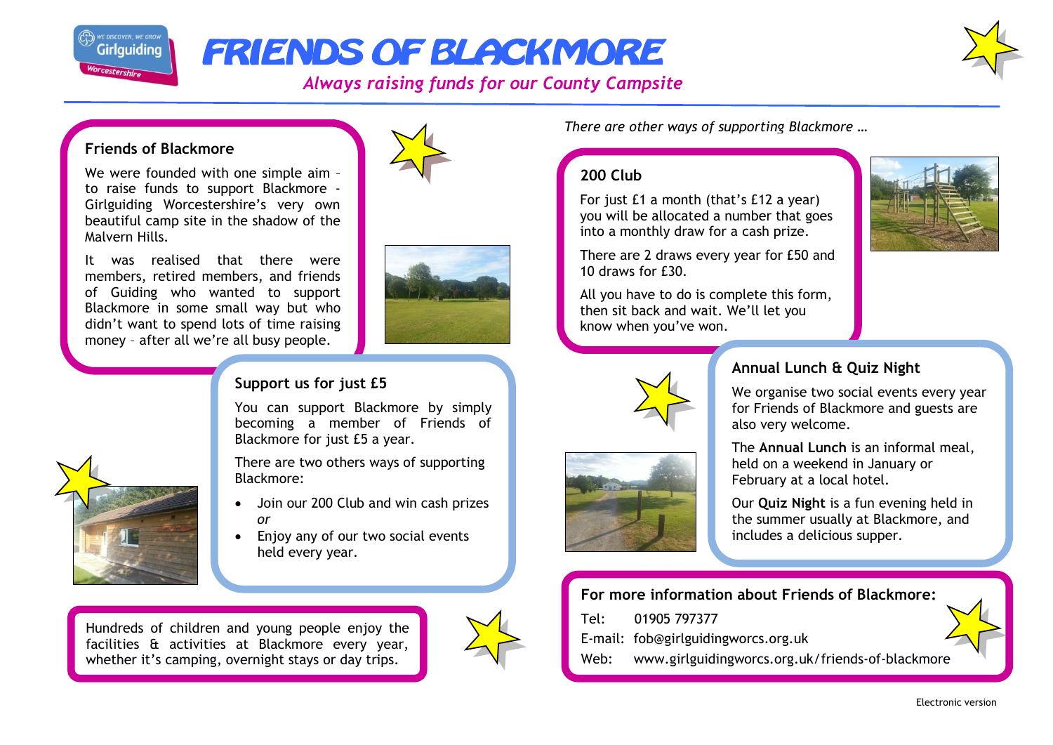# FRIENDS OF BLACKMORE

*Always raising funds for our County Campsite*

### Friends of Blackmore

We were founded with one simple aim – to raise funds to support Blackmore - Girlguiding Worcestershire's very own beautiful camp site in the shadow of the Malvern Hills.

It was realised that there were members, retired members, and friends of Guiding who wanted to support Blackmore in some small way but who didn't want to spend lots of time raising money – after all we're all busy people.

### Support us for just £5

You can support Blackmore by simply becoming a member of Friends of Blackmore for just £5 a year.

There are two others ways of supporting Blackmore:

- Join our 200 Club and win cash prizes *or*
- Enjoy any of our two social events held every year.

Hundreds of children and young people enjoy the facilities & activities at Blackmore every year, whether it's camping, overnight stays or day trips.

*There are other ways of supporting Blackmore …*

### 200 Club

For just £1 a month (that's £12 a year) you will be allocated a number that goes into a monthly draw for a cash prize.

There are 2 draws every year for £50 and 10 draws for £30.

All you have to do is complete this form, then sit back and wait. We'll let you know when you've won.

### Annual Lunch & Quiz Night

We organise two social events every year for Friends of Blackmore and guests are also very welcome.

The **Annual Lunch** is an informal meal, held on a weekend in January or February at a local hotel.

Our **Quiz Night** is a fun evening held in the summer usually at Blackmore, and includes a delicious supper.

### For more information about Friends of Blackmore:

Tel: 01905 797377
E-mail: fob@girlguidingworcs.org.uk
Web: www.girlguidingworcs.org.uk/friends-of-blackmore

Electronic version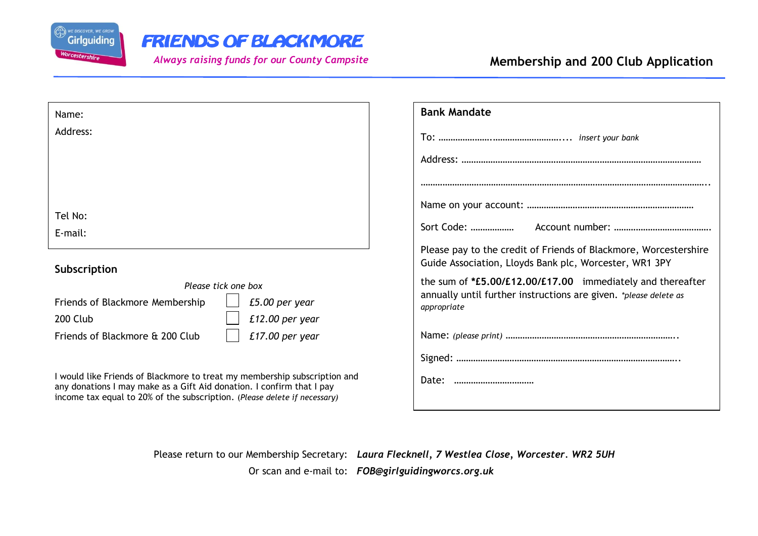# FRIENDS OF BLACKMORE

*Always raising funds for our County Campsite*

## Membership and 200 Club Application

Name:

Address:

Tel No:

E-mail:

### Subscription

*Please tick one box*

| | | |
|---|---|---|
| Friends of Blackmore Membership | ☐ | *£5.00 per year* |
| 200 Club | ☐ | *£12.00 per year* |
| Friends of Blackmore & 200 Club | ☐ | *£17.00 per year* |

I would like Friends of Blackmore to treat my membership subscription and any donations I may make as a Gift Aid donation. I confirm that I pay income tax equal to 20% of the subscription. (*Please delete if necessary)*

### Bank Mandate

To: ………………….……………………….... *insert your bank*

Address: ………………………………………………………………………………………

…………………………………………………………………………………………………………..

Name on your account: ……………………………………………………………

Sort Code: ……………… Account number: …………………………………

Please pay to the credit of Friends of Blackmore, Worcestershire Guide Association, Lloyds Bank plc, Worcester, WR1 3PY

the sum of **\*£5.00/£12.00/£17.00** immediately and thereafter annually until further instructions are given. *\*please delete as appropriate*

Name: *(please print)* ……………………………………………………………..

Signed: ………………………………………………………………………………..

Date: ……………………………

Please return to our Membership Secretary: ***Laura Flecknell*, *7 Westlea Close*, *Worcester*. *WR2 5UH***

Or scan and e-mail to: ***FOB@girlguidingworcs.org.uk***